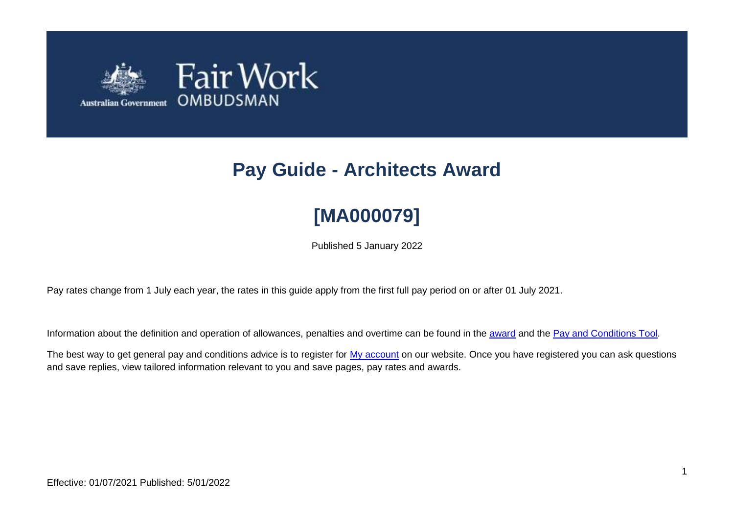# Pay Guide - Architects Award

## [MA000079]

Published 5 January 2022

Pay rates change from 1 July each year, the rates in this guide apply from the first full pay period on or after 01 July 2021.

Information about the definition and operation of allowances, penalties and overtime can be found in the award and the Pay and Conditions Tool.

The best way to get general pay and conditions advice is to register for My account on our website. Once you have registered you can ask questions and save replies, view tailored information relevant to you and save pages, pay rates and awards.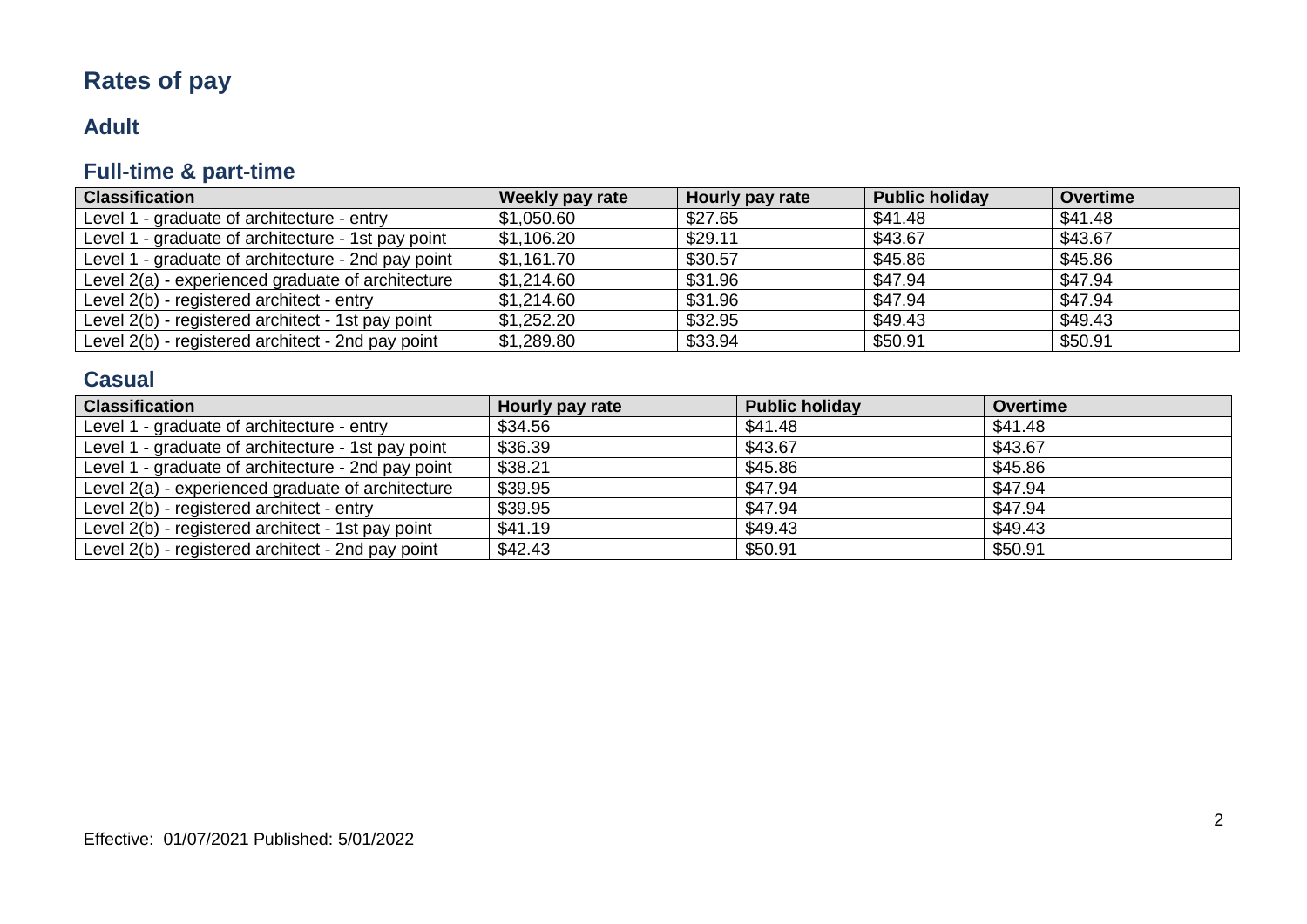# Rates of pay

## Adult

## Full-time & part-time

| Classification | Weekly pay rate | Hourly pay rate | Public holiday | Overtime |
|---|---|---|---|---|
| Level 1 - graduate of architecture - entry | $1,050.60 | $27.65 | $41.48 | $41.48 |
| Level 1 - graduate of architecture - 1st pay point | $1,106.20 | $29.11 | $43.67 | $43.67 |
| Level 1 - graduate of architecture - 2nd pay point | $1,161.70 | $30.57 | $45.86 | $45.86 |
| Level 2(a) - experienced graduate of architecture | $1,214.60 | $31.96 | $47.94 | $47.94 |
| Level 2(b) - registered architect - entry | $1,214.60 | $31.96 | $47.94 | $47.94 |
| Level 2(b) - registered architect - 1st pay point | $1,252.20 | $32.95 | $49.43 | $49.43 |
| Level 2(b) - registered architect - 2nd pay point | $1,289.80 | $33.94 | $50.91 | $50.91 |

## Casual

| Classification | Hourly pay rate | Public holiday | Overtime |
|---|---|---|---|
| Level 1 - graduate of architecture - entry | $34.56 | $41.48 | $41.48 |
| Level 1 - graduate of architecture - 1st pay point | $36.39 | $43.67 | $43.67 |
| Level 1 - graduate of architecture - 2nd pay point | $38.21 | $45.86 | $45.86 |
| Level 2(a) - experienced graduate of architecture | $39.95 | $47.94 | $47.94 |
| Level 2(b) - registered architect - entry | $39.95 | $47.94 | $47.94 |
| Level 2(b) - registered architect - 1st pay point | $41.19 | $49.43 | $49.43 |
| Level 2(b) - registered architect - 2nd pay point | $42.43 | $50.91 | $50.91 |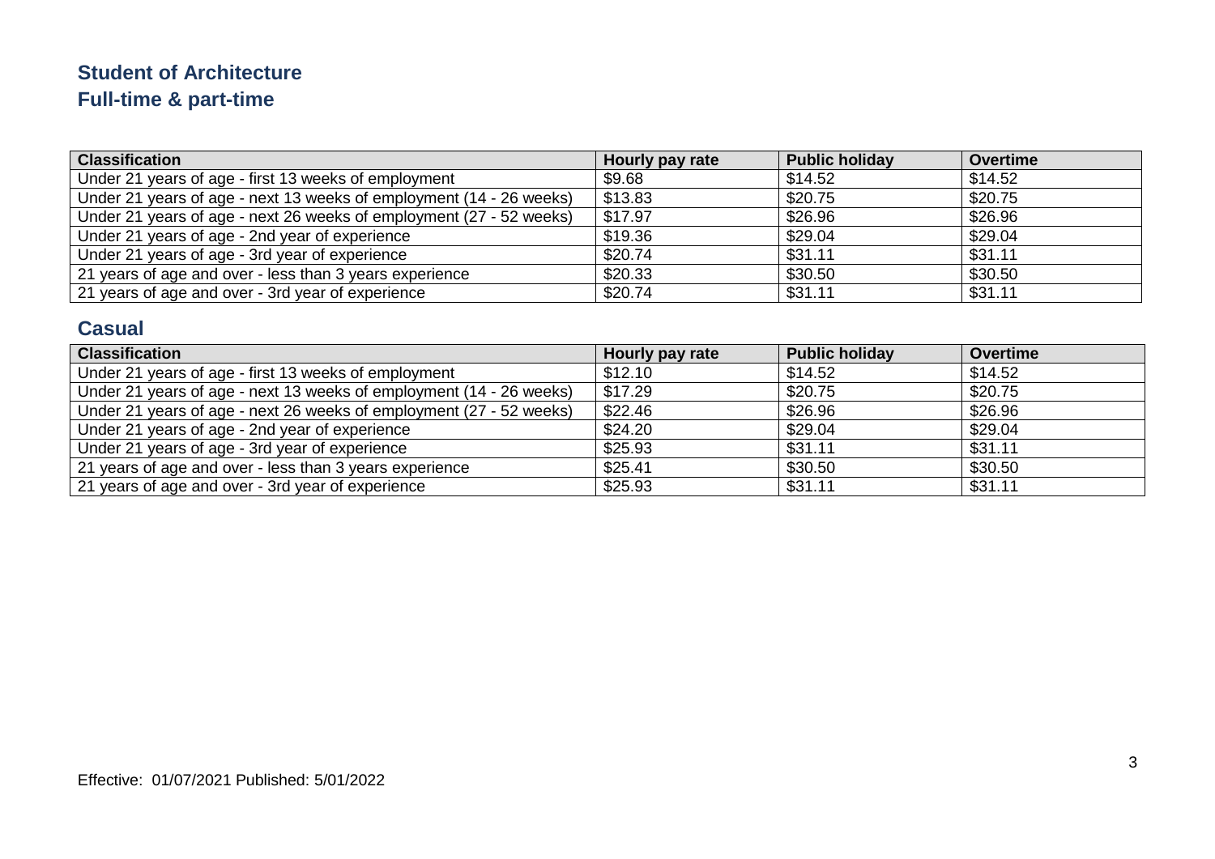## Student of Architecture

## Full-time & part-time

| Classification | Hourly pay rate | Public holiday | Overtime |
|---|---|---|---|
| Under 21 years of age - first 13 weeks of employment | $9.68 | $14.52 | $14.52 |
| Under 21 years of age - next 13 weeks of employment (14 - 26 weeks) | $13.83 | $20.75 | $20.75 |
| Under 21 years of age - next 26 weeks of employment (27 - 52 weeks) | $17.97 | $26.96 | $26.96 |
| Under 21 years of age - 2nd year of experience | $19.36 | $29.04 | $29.04 |
| Under 21 years of age - 3rd year of experience | $20.74 | $31.11 | $31.11 |
| 21 years of age and over - less than 3 years experience | $20.33 | $30.50 | $30.50 |
| 21 years of age and over - 3rd year of experience | $20.74 | $31.11 | $31.11 |

## Casual

| Classification | Hourly pay rate | Public holiday | Overtime |
|---|---|---|---|
| Under 21 years of age - first 13 weeks of employment | $12.10 | $14.52 | $14.52 |
| Under 21 years of age - next 13 weeks of employment (14 - 26 weeks) | $17.29 | $20.75 | $20.75 |
| Under 21 years of age - next 26 weeks of employment (27 - 52 weeks) | $22.46 | $26.96 | $26.96 |
| Under 21 years of age - 2nd year of experience | $24.20 | $29.04 | $29.04 |
| Under 21 years of age - 3rd year of experience | $25.93 | $31.11 | $31.11 |
| 21 years of age and over - less than 3 years experience | $25.41 | $30.50 | $30.50 |
| 21 years of age and over - 3rd year of experience | $25.93 | $31.11 | $31.11 |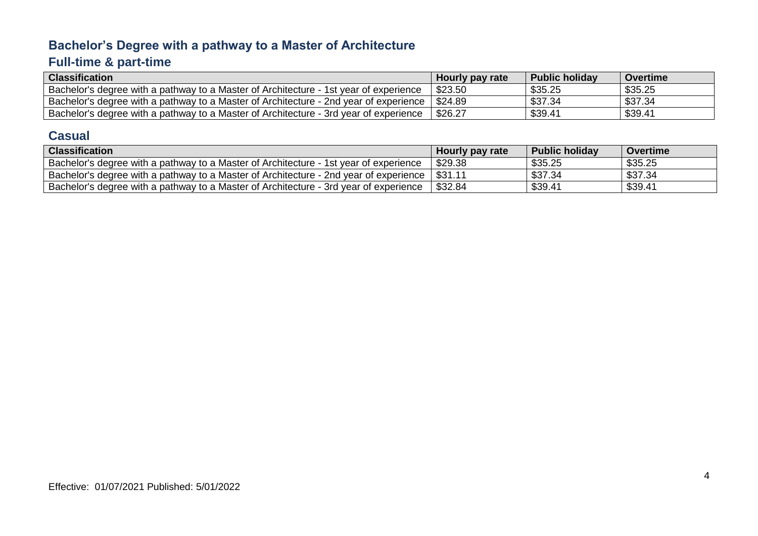## Bachelor's Degree with a pathway to a Master of Architecture

### Full-time & part-time

| Classification | Hourly pay rate | Public holiday | Overtime |
|---|---|---|---|
| Bachelor's degree with a pathway to a Master of Architecture - 1st year of experience | $23.50 | $35.25 | $35.25 |
| Bachelor's degree with a pathway to a Master of Architecture - 2nd year of experience | $24.89 | $37.34 | $37.34 |
| Bachelor's degree with a pathway to a Master of Architecture - 3rd year of experience | $26.27 | $39.41 | $39.41 |

### Casual

| Classification | Hourly pay rate | Public holiday | Overtime |
|---|---|---|---|
| Bachelor's degree with a pathway to a Master of Architecture - 1st year of experience | $29.38 | $35.25 | $35.25 |
| Bachelor's degree with a pathway to a Master of Architecture - 2nd year of experience | $31.11 | $37.34 | $37.34 |
| Bachelor's degree with a pathway to a Master of Architecture - 3rd year of experience | $32.84 | $39.41 | $39.41 |

Effective: 01/07/2021 Published: 5/01/2022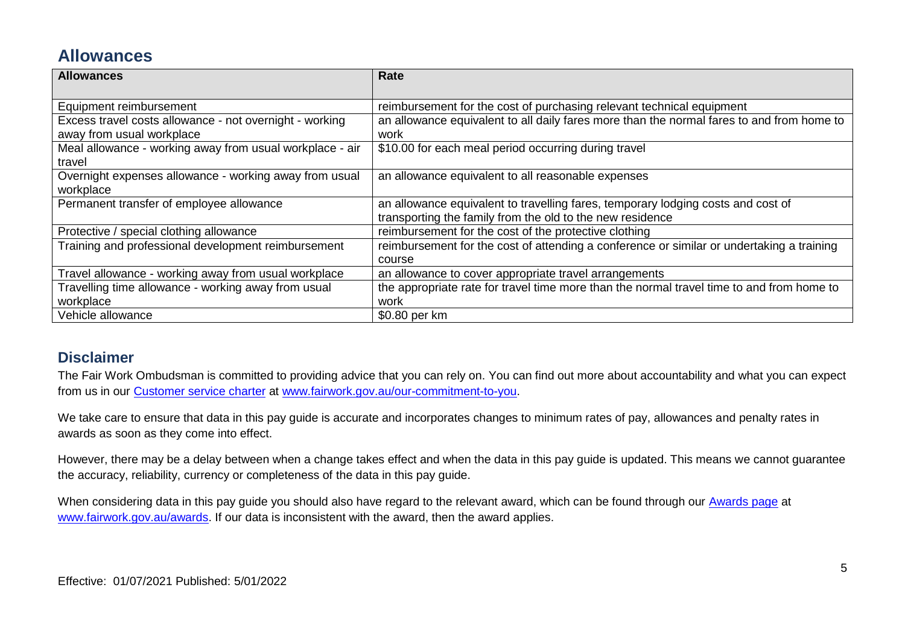## Allowances

| Allowances | Rate |
| --- | --- |
| Equipment reimbursement | reimbursement for the cost of purchasing relevant technical equipment |
| Excess travel costs allowance - not overnight - working away from usual workplace | an allowance equivalent to all daily fares more than the normal fares to and from home to work |
| Meal allowance - working away from usual workplace - air travel | $10.00 for each meal period occurring during travel |
| Overnight expenses allowance - working away from usual workplace | an allowance equivalent to all reasonable expenses |
| Permanent transfer of employee allowance | an allowance equivalent to travelling fares, temporary lodging costs and cost of transporting the family from the old to the new residence |
| Protective / special clothing allowance | reimbursement for the cost of the protective clothing |
| Training and professional development reimbursement | reimbursement for the cost of attending a conference or similar or undertaking a training course |
| Travel allowance - working away from usual workplace | an allowance to cover appropriate travel arrangements |
| Travelling time allowance - working away from usual workplace | the appropriate rate for travel time more than the normal travel time to and from home to work |
| Vehicle allowance | $0.80 per km |

## Disclaimer

The Fair Work Ombudsman is committed to providing advice that you can rely on. You can find out more about accountability and what you can expect from us in our [Customer service charter](www.fairwork.gov.au/our-commitment-to-you) at www.fairwork.gov.au/our-commitment-to-you.

We take care to ensure that data in this pay guide is accurate and incorporates changes to minimum rates of pay, allowances and penalty rates in awards as soon as they come into effect.

However, there may be a delay between when a change takes effect and when the data in this pay guide is updated. This means we cannot guarantee the accuracy, reliability, currency or completeness of the data in this pay guide.

When considering data in this pay guide you should also have regard to the relevant award, which can be found through our [Awards page](www.fairwork.gov.au/awards) at www.fairwork.gov.au/awards. If our data is inconsistent with the award, then the award applies.

Effective: 01/07/2021 Published: 5/01/2022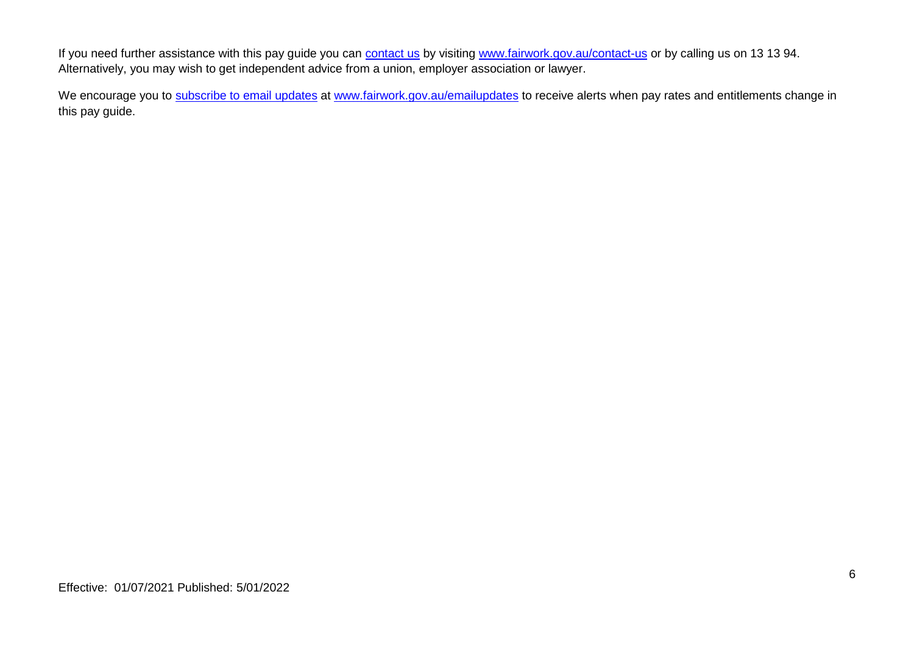If you need further assistance with this pay guide you can [contact us](www.fairwork.gov.au/contact-us) by visiting [www.fairwork.gov.au/contact-us](www.fairwork.gov.au/contact-us) or by calling us on 13 13 94. Alternatively, you may wish to get independent advice from a union, employer association or lawyer.

We encourage you to [subscribe to email updates](www.fairwork.gov.au/emailupdates) at [www.fairwork.gov.au/emailupdates](www.fairwork.gov.au/emailupdates) to receive alerts when pay rates and entitlements change in this pay guide.

Effective: 01/07/2021 Published: 5/01/2022